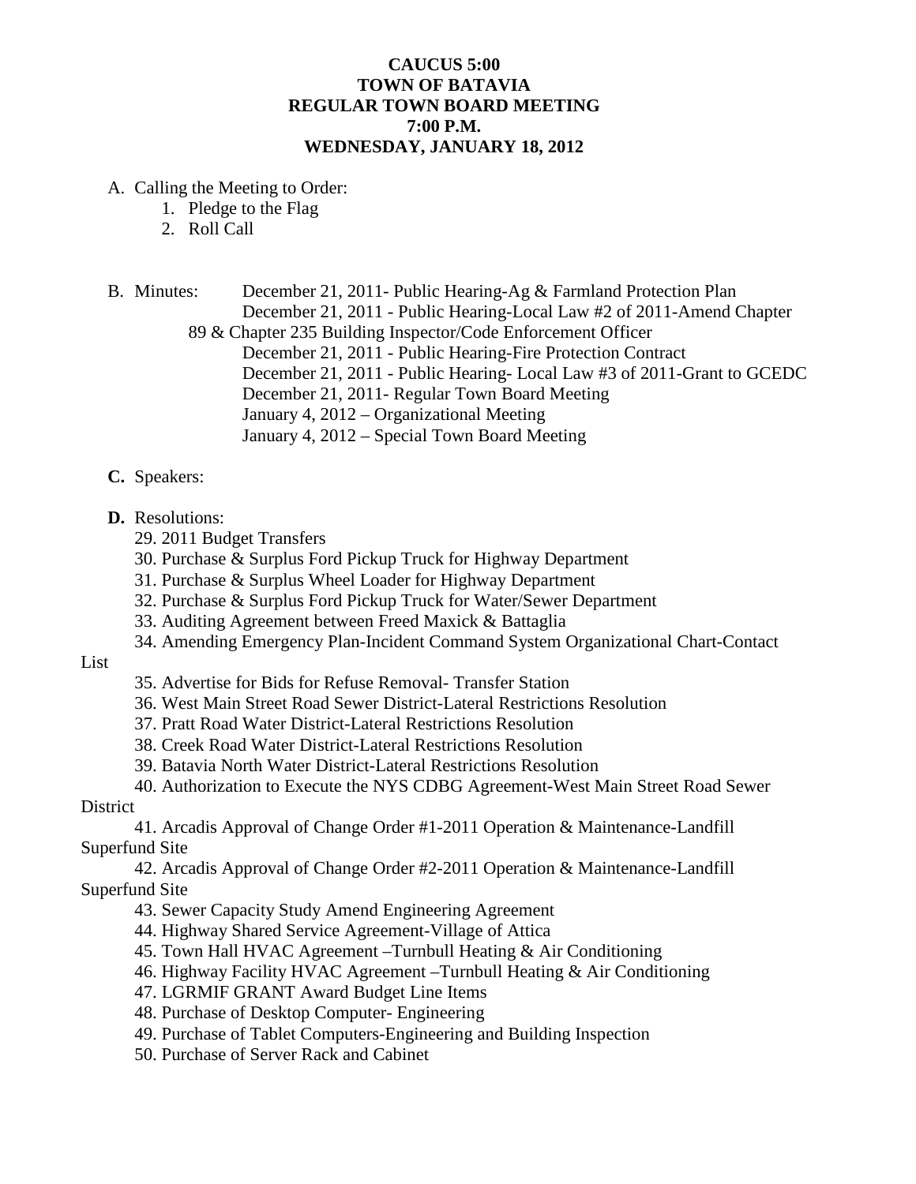**CAUCUS 5:00**
**TOWN OF BATAVIA**
**REGULAR TOWN BOARD MEETING**
**7:00 P.M.**
**WEDNESDAY, JANUARY 18, 2012**

A. Calling the Meeting to Order:
   1. Pledge to the Flag
   2. Roll Call

B. Minutes:
   - December 21, 2011- Public Hearing-Ag & Farmland Protection Plan
   - December 21, 2011 - Public Hearing-Local Law #2 of 2011-Amend Chapter 89 & Chapter 235 Building Inspector/Code Enforcement Officer
   - December 21, 2011 - Public Hearing-Fire Protection Contract
   - December 21, 2011 - Public Hearing- Local Law #3 of 2011-Grant to GCEDC
   - December 21, 2011- Regular Town Board Meeting
   - January 4, 2012 – Organizational Meeting
   - January 4, 2012 – Special Town Board Meeting

**C.** Speakers:

**D.** Resolutions:

29. 2011 Budget Transfers
30. Purchase & Surplus Ford Pickup Truck for Highway Department
31. Purchase & Surplus Wheel Loader for Highway Department
32. Purchase & Surplus Ford Pickup Truck for Water/Sewer Department
33. Auditing Agreement between Freed Maxick & Battaglia
34. Amending Emergency Plan-Incident Command System Organizational Chart-Contact List
35. Advertise for Bids for Refuse Removal- Transfer Station
36. West Main Street Road Sewer District-Lateral Restrictions Resolution
37. Pratt Road Water District-Lateral Restrictions Resolution
38. Creek Road Water District-Lateral Restrictions Resolution
39. Batavia North Water District-Lateral Restrictions Resolution
40. Authorization to Execute the NYS CDBG Agreement-West Main Street Road Sewer District
41. Arcadis Approval of Change Order #1-2011 Operation & Maintenance-Landfill Superfund Site
42. Arcadis Approval of Change Order #2-2011 Operation & Maintenance-Landfill Superfund Site
43. Sewer Capacity Study Amend Engineering Agreement
44. Highway Shared Service Agreement-Village of Attica
45. Town Hall HVAC Agreement –Turnbull Heating & Air Conditioning
46. Highway Facility HVAC Agreement –Turnbull Heating & Air Conditioning
47. LGRMIF GRANT Award Budget Line Items
48. Purchase of Desktop Computer- Engineering
49. Purchase of Tablet Computers-Engineering and Building Inspection
50. Purchase of Server Rack and Cabinet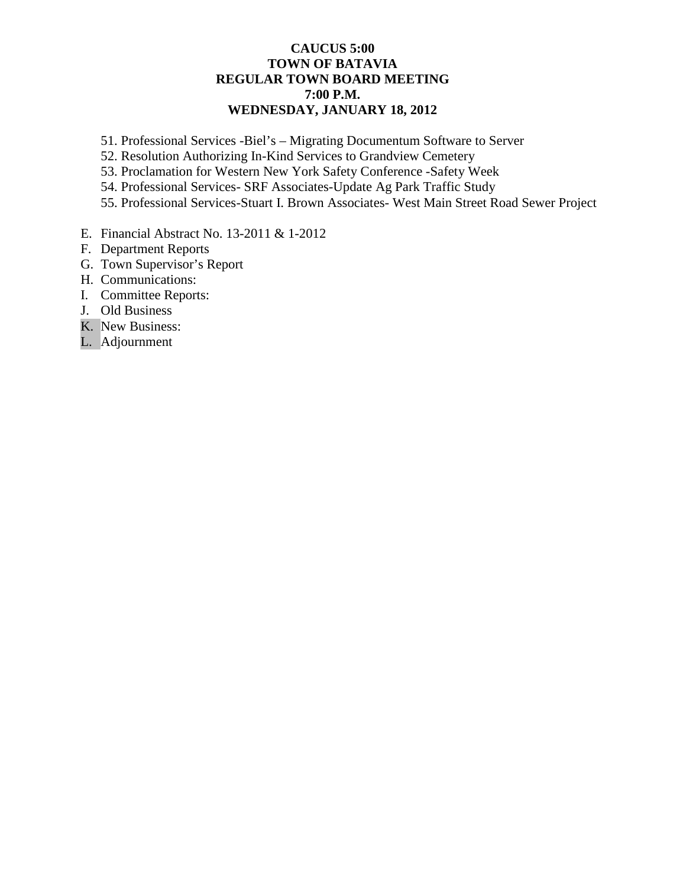**CAUCUS 5:00**
**TOWN OF BATAVIA**
**REGULAR TOWN BOARD MEETING**
**7:00 P.M.**
**WEDNESDAY, JANUARY 18, 2012**

51. Professional Services -Biel's – Migrating Documentum Software to Server
52. Resolution Authorizing In-Kind Services to Grandview Cemetery
53. Proclamation for Western New York Safety Conference -Safety Week
54. Professional Services- SRF Associates-Update Ag Park Traffic Study
55. Professional Services-Stuart I. Brown Associates- West Main Street Road Sewer Project

E. Financial Abstract No. 13-2011 & 1-2012
F. Department Reports
G. Town Supervisor's Report
H. Communications:
I. Committee Reports:
J. Old Business
K. New Business:
L. Adjournment